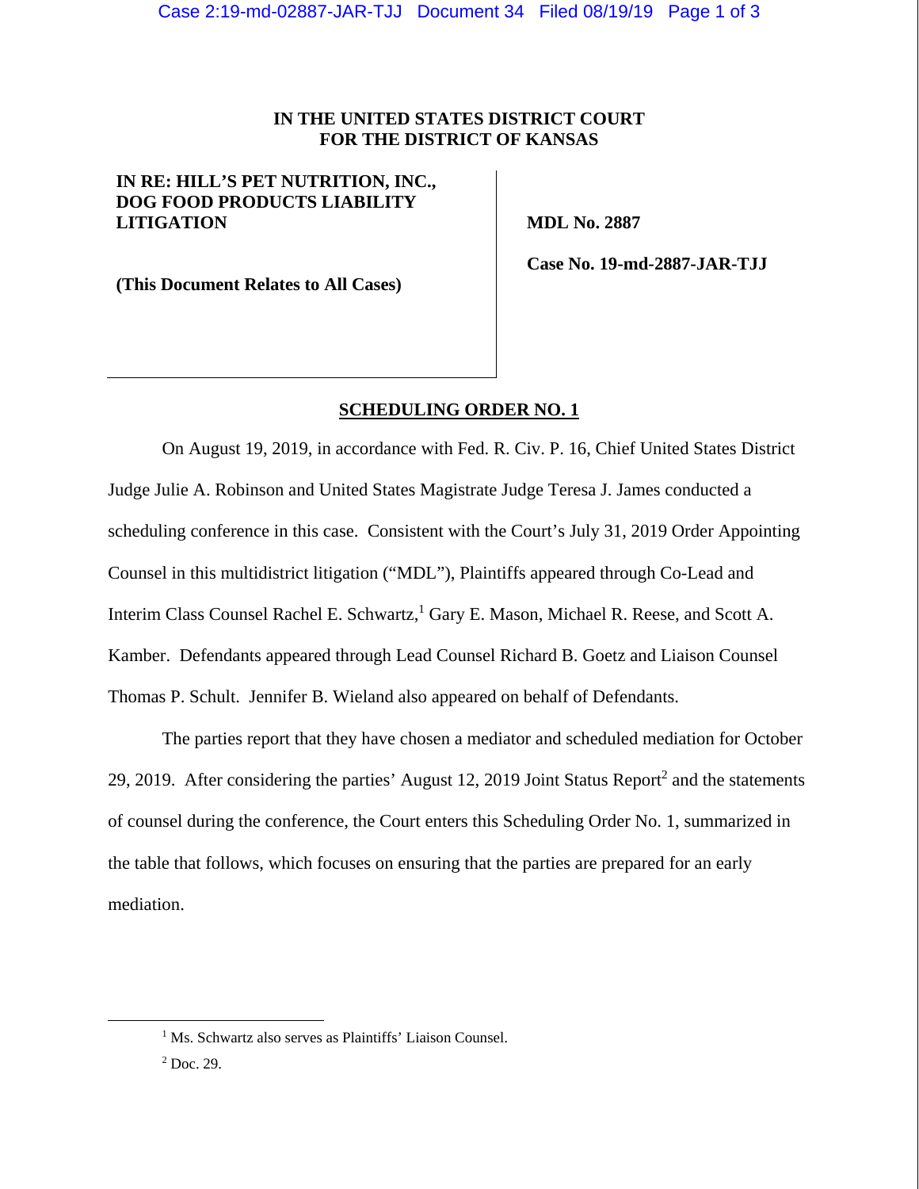**IN THE UNITED STATES DISTRICT COURT**
**FOR THE DISTRICT OF KANSAS**

| | |
|---|---|
| **IN RE: HILL'S PET NUTRITION, INC., DOG FOOD PRODUCTS LIABILITY LITIGATION** | **MDL No. 2887** |
| **(This Document Relates to All Cases)** | **Case No. 19-md-2887-JAR-TJJ** |

**SCHEDULING ORDER NO. 1**

On August 19, 2019, in accordance with Fed. R. Civ. P. 16, Chief United States District Judge Julie A. Robinson and United States Magistrate Judge Teresa J. James conducted a scheduling conference in this case. Consistent with the Court's July 31, 2019 Order Appointing Counsel in this multidistrict litigation ("MDL"), Plaintiffs appeared through Co-Lead and Interim Class Counsel Rachel E. Schwartz,[1] Gary E. Mason, Michael R. Reese, and Scott A. Kamber. Defendants appeared through Lead Counsel Richard B. Goetz and Liaison Counsel Thomas P. Schult. Jennifer B. Wieland also appeared on behalf of Defendants.

The parties report that they have chosen a mediator and scheduled mediation for October 29, 2019. After considering the parties' August 12, 2019 Joint Status Report[2] and the statements of counsel during the conference, the Court enters this Scheduling Order No. 1, summarized in the table that follows, which focuses on ensuring that the parties are prepared for an early mediation.

[1] Ms. Schwartz also serves as Plaintiffs' Liaison Counsel.

[2] Doc. 29.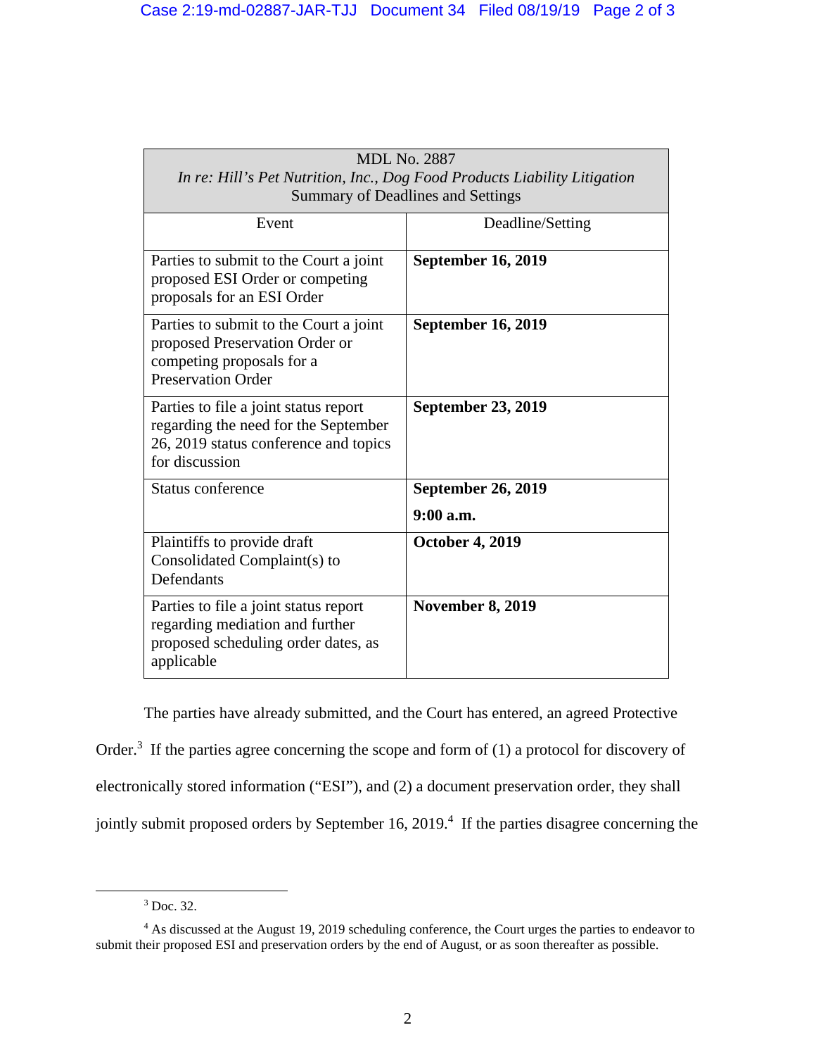| MDL No. 2887<br>*In re: Hill's Pet Nutrition, Inc., Dog Food Products Liability Litigation*<br>Summary of Deadlines and Settings | |
|---|---|
| Event | Deadline/Setting |
| Parties to submit to the Court a joint proposed ESI Order or competing proposals for an ESI Order | **September 16, 2019** |
| Parties to submit to the Court a joint proposed Preservation Order or competing proposals for a Preservation Order | **September 16, 2019** |
| Parties to file a joint status report regarding the need for the September 26, 2019 status conference and topics for discussion | **September 23, 2019** |
| Status conference | **September 26, 2019**<br>**9:00 a.m.** |
| Plaintiffs to provide draft Consolidated Complaint(s) to Defendants | **October 4, 2019** |
| Parties to file a joint status report regarding mediation and further proposed scheduling order dates, as applicable | **November 8, 2019** |

The parties have already submitted, and the Court has entered, an agreed Protective Order.[3] If the parties agree concerning the scope and form of (1) a protocol for discovery of electronically stored information ("ESI"), and (2) a document preservation order, they shall jointly submit proposed orders by September 16, 2019.[4] If the parties disagree concerning the

[3] Doc. 32.

[4] As discussed at the August 19, 2019 scheduling conference, the Court urges the parties to endeavor to submit their proposed ESI and preservation orders by the end of August, or as soon thereafter as possible.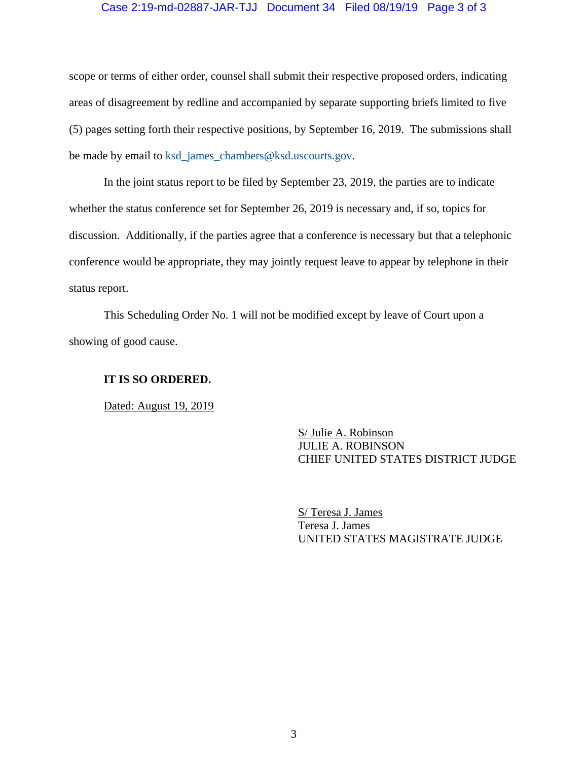scope or terms of either order, counsel shall submit their respective proposed orders, indicating areas of disagreement by redline and accompanied by separate supporting briefs limited to five (5) pages setting forth their respective positions, by September 16, 2019. The submissions shall be made by email to ksd_james_chambers@ksd.uscourts.gov.

In the joint status report to be filed by September 23, 2019, the parties are to indicate whether the status conference set for September 26, 2019 is necessary and, if so, topics for discussion. Additionally, if the parties agree that a conference is necessary but that a telephonic conference would be appropriate, they may jointly request leave to appear by telephone in their status report.

This Scheduling Order No. 1 will not be modified except by leave of Court upon a showing of good cause.

**IT IS SO ORDERED.**

Dated: August 19, 2019

S/ Julie A. Robinson
JULIE A. ROBINSON
CHIEF UNITED STATES DISTRICT JUDGE

S/ Teresa J. James
Teresa J. James
UNITED STATES MAGISTRATE JUDGE